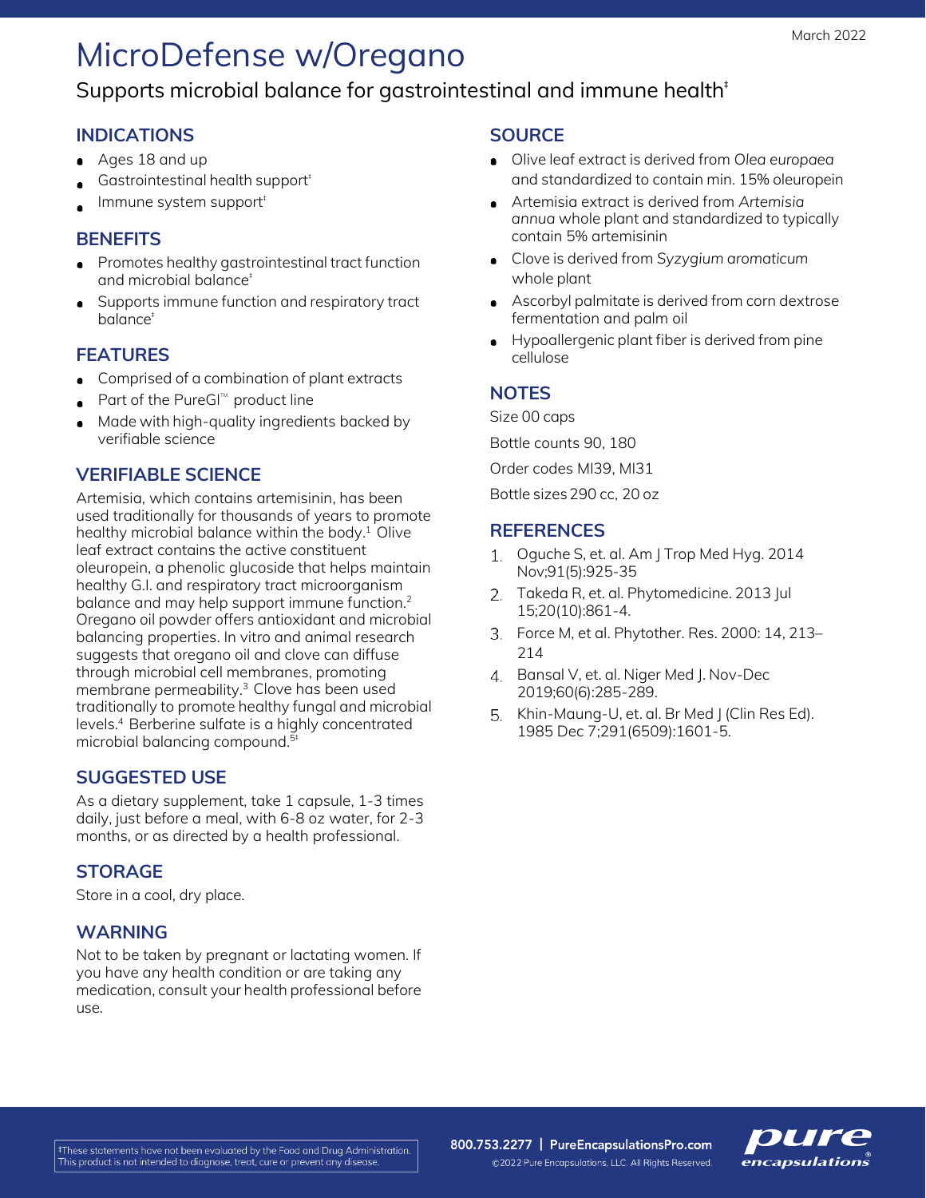March 2022

# MicroDefense w/Oregano

Supports microbial balance for gastrointestinal and immune health‡

## INDICATIONS

- Ages 18 and up
- Gastrointestinal health support‡
- Immune system support‡

## BENEFITS

- Promotes healthy gastrointestinal tract function and microbial balance‡
- Supports immune function and respiratory tract balance‡

## FEATURES

- Comprised of a combination of plant extracts
- Part of the PureGI™ product line
- Made with high-quality ingredients backed by verifiable science

## VERIFIABLE SCIENCE

Artemisia, which contains artemisinin, has been used traditionally for thousands of years to promote healthy microbial balance within the body.[1] Olive leaf extract contains the active constituent oleuropein, a phenolic glucoside that helps maintain healthy G.I. and respiratory tract microorganism balance and may help support immune function.[2] Oregano oil powder offers antioxidant and microbial balancing properties. In vitro and animal research suggests that oregano oil and clove can diffuse through microbial cell membranes, promoting membrane permeability.[3] Clove has been used traditionally to promote healthy fungal and microbial levels.[4] Berberine sulfate is a highly concentrated microbial balancing compound.[5‡]

## SUGGESTED USE

As a dietary supplement, take 1 capsule, 1-3 times daily, just before a meal, with 6-8 oz water, for 2-3 months, or as directed by a health professional.

## STORAGE

Store in a cool, dry place.

## WARNING

Not to be taken by pregnant or lactating women. If you have any health condition or are taking any medication, consult your health professional before use.

## SOURCE

- Olive leaf extract is derived from *Olea europaea* and standardized to contain min. 15% oleuropein
- Artemisia extract is derived from *Artemisia annua* whole plant and standardized to typically contain 5% artemisinin
- Clove is derived from *Syzygium aromaticum* whole plant
- Ascorbyl palmitate is derived from corn dextrose fermentation and palm oil
- Hypoallergenic plant fiber is derived from pine cellulose

## NOTES

Size 00 caps

Bottle counts 90, 180

Order codes MI39, MI31

Bottle sizes 290 cc, 20 oz

## REFERENCES

1. Oguche S, et. al. Am J Trop Med Hyg. 2014 Nov;91(5):925-35
2. Takeda R, et. al. Phytomedicine. 2013 Jul 15;20(10):861-4.
3. Force M, et al. Phytother. Res. 2000: 14, 213–214
4. Bansal V, et. al. Niger Med J. Nov-Dec 2019;60(6):285-289.
5. Khin-Maung-U, et. al. Br Med J (Clin Res Ed). 1985 Dec 7;291(6509):1601-5.

‡These statements have not been evaluated by the Food and Drug Administration. This product is not intended to diagnose, treat, cure or prevent any disease.

800.753.2277 | PureEncapsulationsPro.com

©2022 Pure Encapsulations, LLC. All Rights Reserved.

pure encapsulations®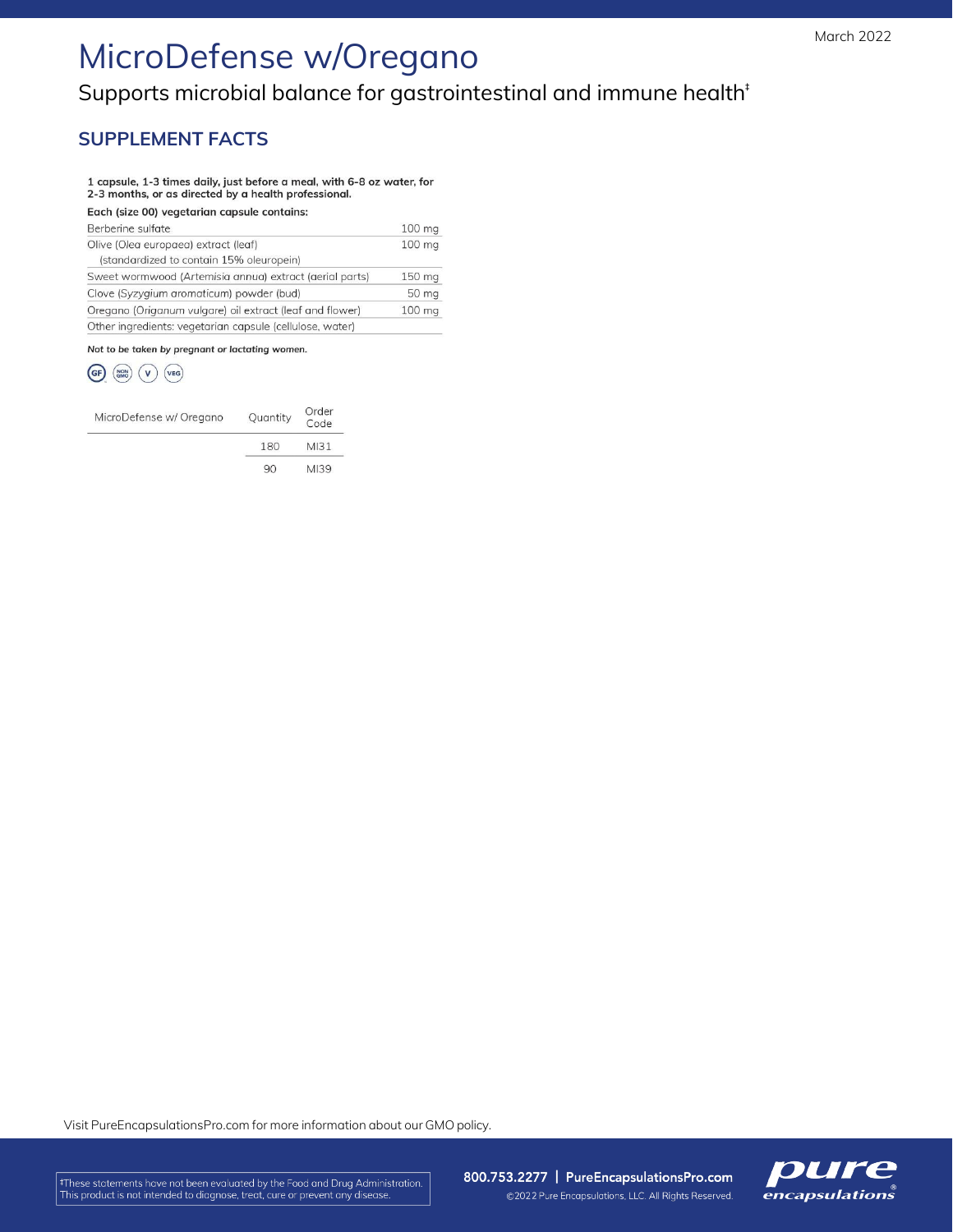March 2022

# MicroDefense w/Oregano

Supports microbial balance for gastrointestinal and immune health‡

## SUPPLEMENT FACTS

**1 capsule, 1-3 times daily, just before a meal, with 6-8 oz water, for 2-3 months, or as directed by a health professional.**

**Each (size 00) vegetarian capsule contains:**

| | |
|---|---|
| Berberine sulfate | 100 mg |
| Olive (*Olea europaea*) extract (leaf) (standardized to contain 15% oleuropein) | 100 mg |
| Sweet wormwood (*Artemisia annua*) extract (aerial parts) | 150 mg |
| Clove (*Syzygium aromaticum*) powder (bud) | 50 mg |
| Oregano (*Origanum vulgare*) oil extract (leaf and flower) | 100 mg |
| Other ingredients: vegetarian capsule (cellulose, water) | |

***Not to be taken by pregnant or lactating women.***

GF NON GMO V VEG

| MicroDefense w/ Oregano | Quantity | Order Code |
|---|---|---|
| | 180 | MI31 |
| | 90 | MI39 |

Visit PureEncapsulationsPro.com for more information about our GMO policy.

‡These statements have not been evaluated by the Food and Drug Administration. This product is not intended to diagnose, treat, cure or prevent any disease.

800.753.2277 | PureEncapsulationsPro.com

©2022 Pure Encapsulations, LLC. All Rights Reserved.

pure encapsulations®